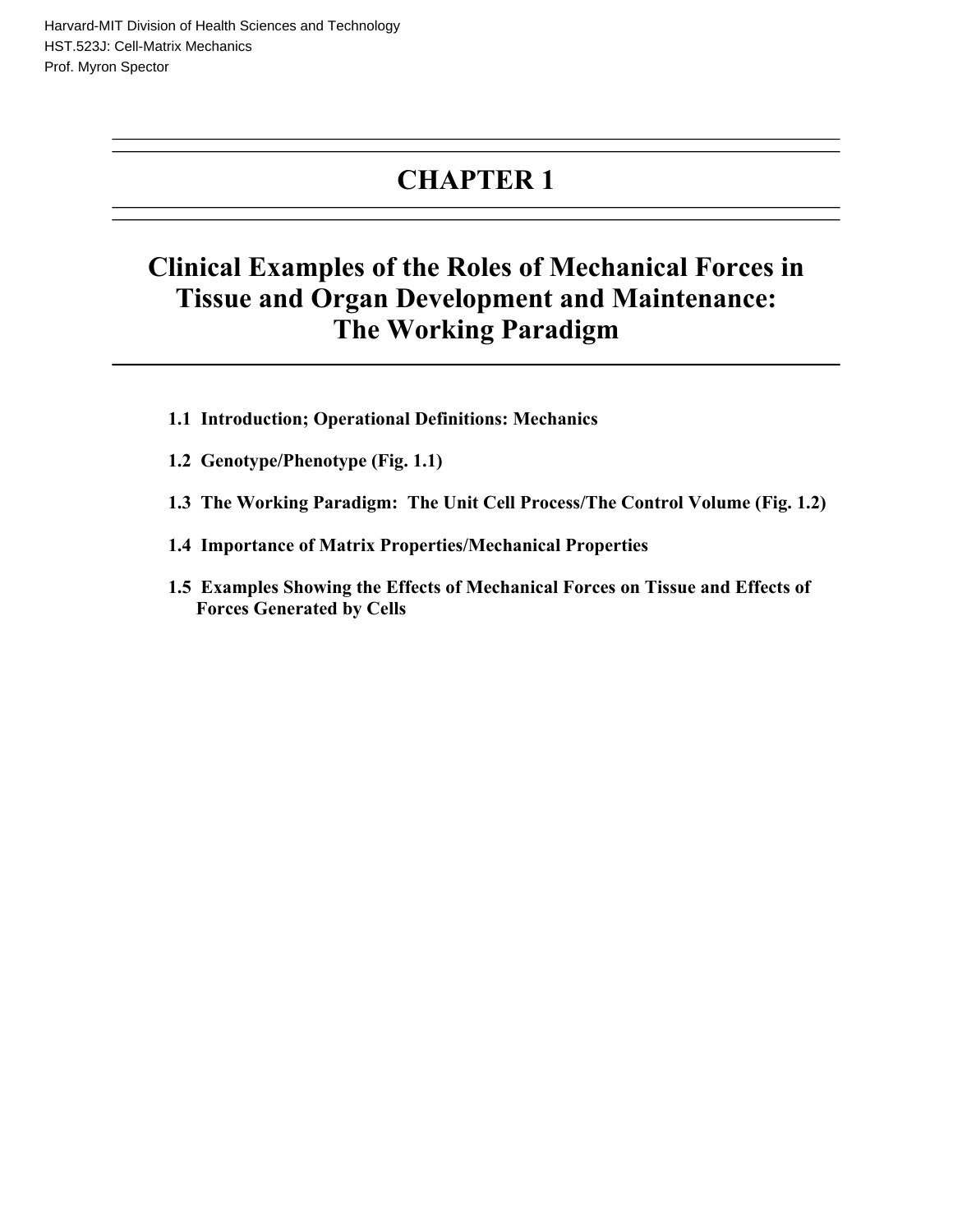Harvard-MIT Division of Health Sciences and Technology
HST.523J: Cell-Matrix Mechanics
Prof. Myron Spector

# CHAPTER 1

## Clinical Examples of the Roles of Mechanical Forces in Tissue and Organ Development and Maintenance: The Working Paradigm

**1.1 Introduction; Operational Definitions: Mechanics**

**1.2 Genotype/Phenotype (Fig. 1.1)**

**1.3 The Working Paradigm: The Unit Cell Process/The Control Volume (Fig. 1.2)**

**1.4 Importance of Matrix Properties/Mechanical Properties**

**1.5 Examples Showing the Effects of Mechanical Forces on Tissue and Effects of Forces Generated by Cells**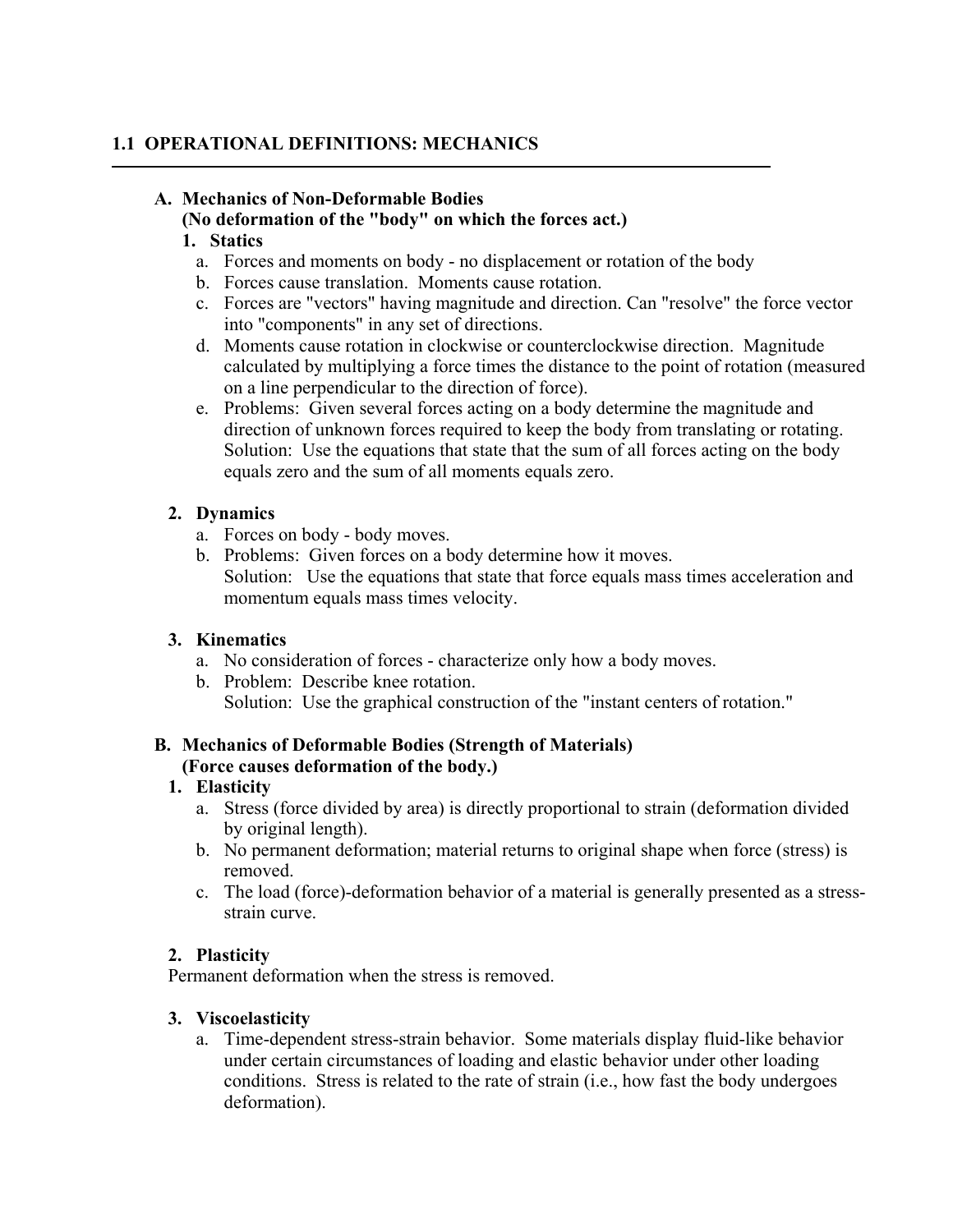## 1.1 OPERATIONAL DEFINITIONS: MECHANICS

### A. Mechanics of Non-Deformable Bodies
**(No deformation of the "body" on which the forces act.)**

**1. Statics**

a. Forces and moments on body - no displacement or rotation of the body

b. Forces cause translation. Moments cause rotation.

c. Forces are "vectors" having magnitude and direction. Can "resolve" the force vector into "components" in any set of directions.

d. Moments cause rotation in clockwise or counterclockwise direction. Magnitude calculated by multiplying a force times the distance to the point of rotation (measured on a line perpendicular to the direction of force).

e. Problems: Given several forces acting on a body determine the magnitude and direction of unknown forces required to keep the body from translating or rotating. Solution: Use the equations that state that the sum of all forces acting on the body equals zero and the sum of all moments equals zero.

**2. Dynamics**

a. Forces on body - body moves.

b. Problems: Given forces on a body determine how it moves.
Solution: Use the equations that state that force equals mass times acceleration and momentum equals mass times velocity.

**3. Kinematics**

a. No consideration of forces - characterize only how a body moves.

b. Problem: Describe knee rotation.
Solution: Use the graphical construction of the "instant centers of rotation."

### B. Mechanics of Deformable Bodies (Strength of Materials)
**(Force causes deformation of the body.)**

**1. Elasticity**

a. Stress (force divided by area) is directly proportional to strain (deformation divided by original length).

b. No permanent deformation; material returns to original shape when force (stress) is removed.

c. The load (force)-deformation behavior of a material is generally presented as a stress-strain curve.

**2. Plasticity**

Permanent deformation when the stress is removed.

**3. Viscoelasticity**

a. Time-dependent stress-strain behavior. Some materials display fluid-like behavior under certain circumstances of loading and elastic behavior under other loading conditions. Stress is related to the rate of strain (i.e., how fast the body undergoes deformation).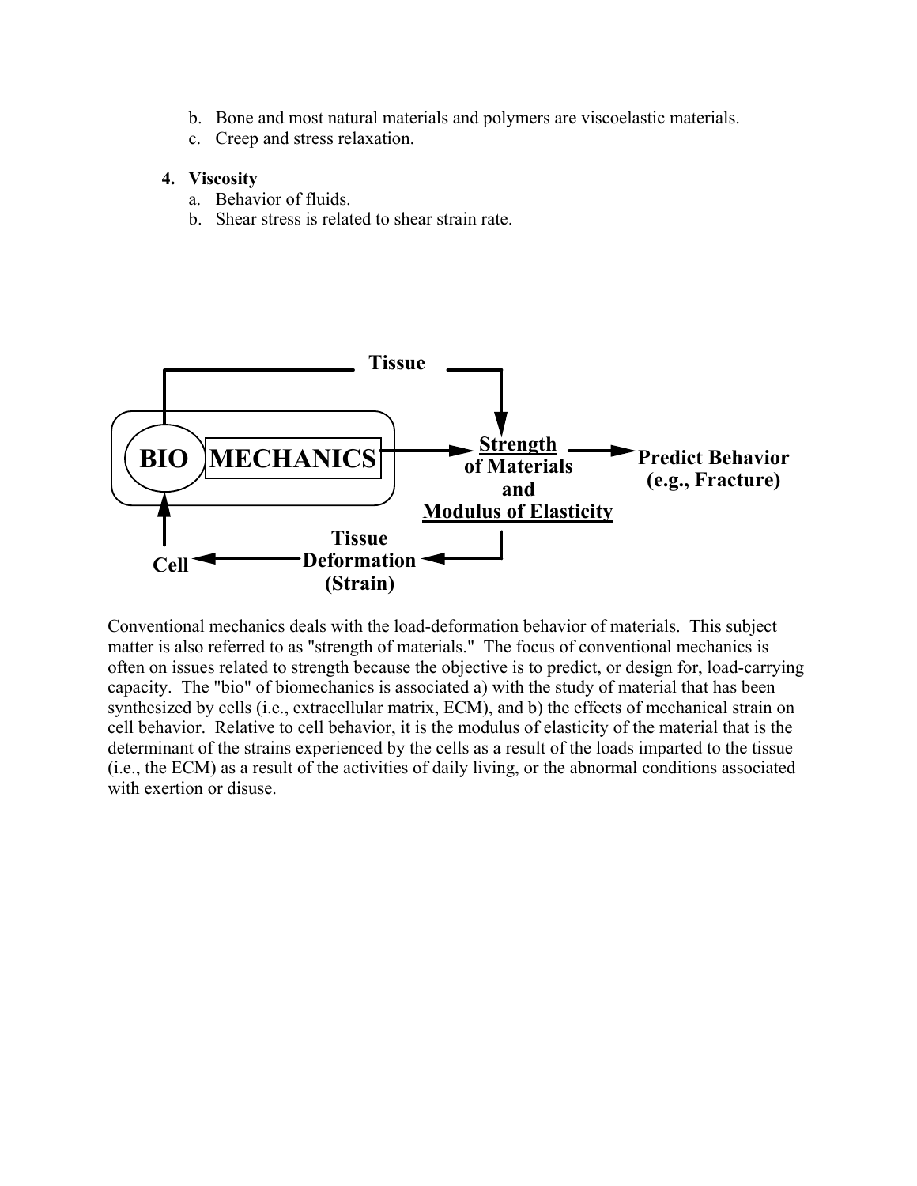b. Bone and most natural materials and polymers are viscoelastic materials.
c. Creep and stress relaxation.

**4. Viscosity**

a. Behavior of fluids.
b. Shear stress is related to shear strain rate.

Tissue

**BIO MECHANICS** → **Strength of Materials and Modulus of Elasticity** → **Predict Behavior (e.g., Fracture)**

**Tissue Deformation (Strain)** → **Cell**

Conventional mechanics deals with the load-deformation behavior of materials. This subject matter is also referred to as "strength of materials." The focus of conventional mechanics is often on issues related to strength because the objective is to predict, or design for, load-carrying capacity. The "bio" of biomechanics is associated a) with the study of material that has been synthesized by cells (i.e., extracellular matrix, ECM), and b) the effects of mechanical strain on cell behavior. Relative to cell behavior, it is the modulus of elasticity of the material that is the determinant of the strains experienced by the cells as a result of the loads imparted to the tissue (i.e., the ECM) as a result of the activities of daily living, or the abnormal conditions associated with exertion or disuse.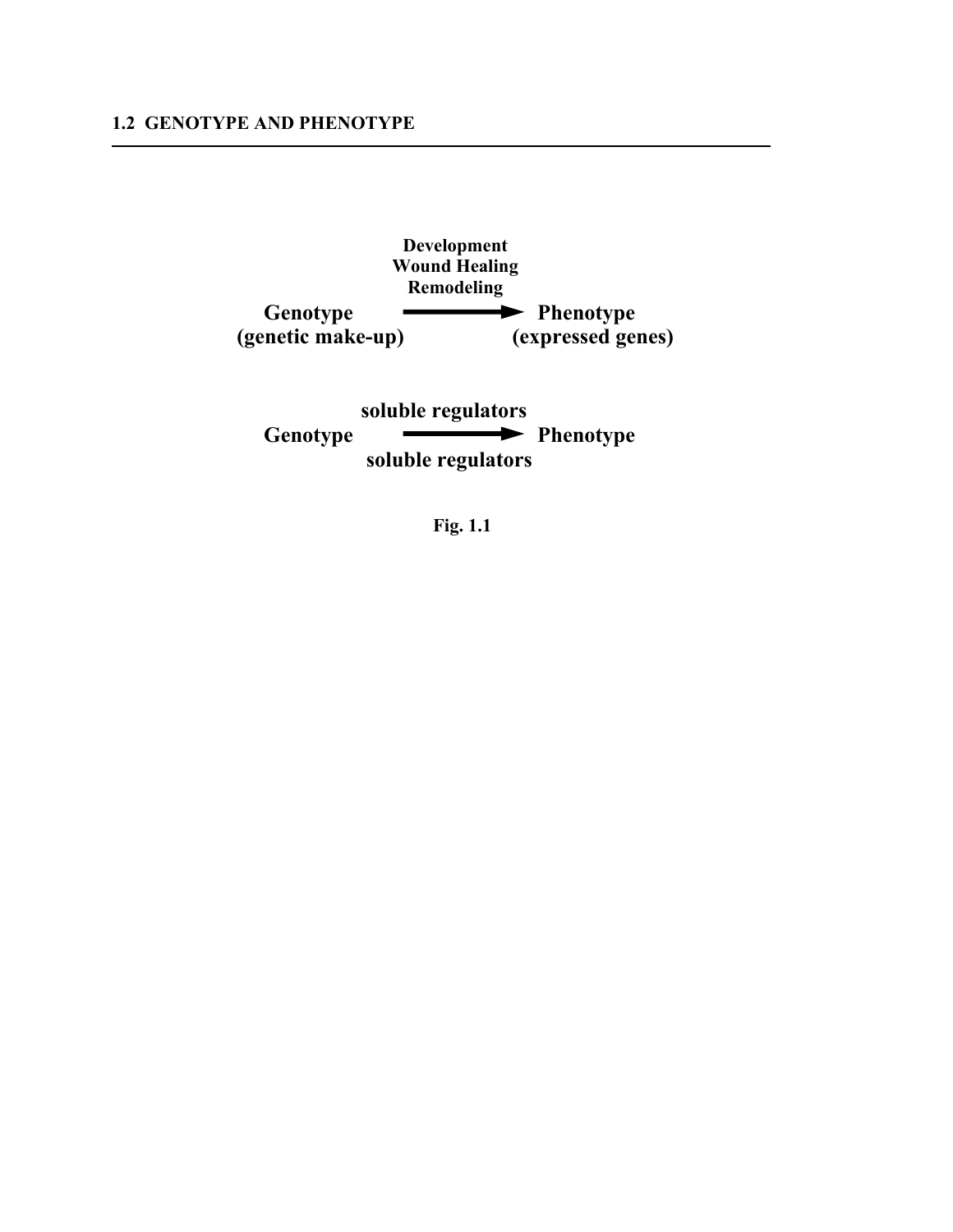## 1.2 GENOTYPE AND PHENOTYPE

**Development**
**Wound Healing**
**Remodeling**

**Genotype** ⟶ **Phenotype**
**(genetic make-up)** **(expressed genes)**

**soluble regulators**
**Genotype** ⟶ **Phenotype**
**soluble regulators**

**Fig. 1.1**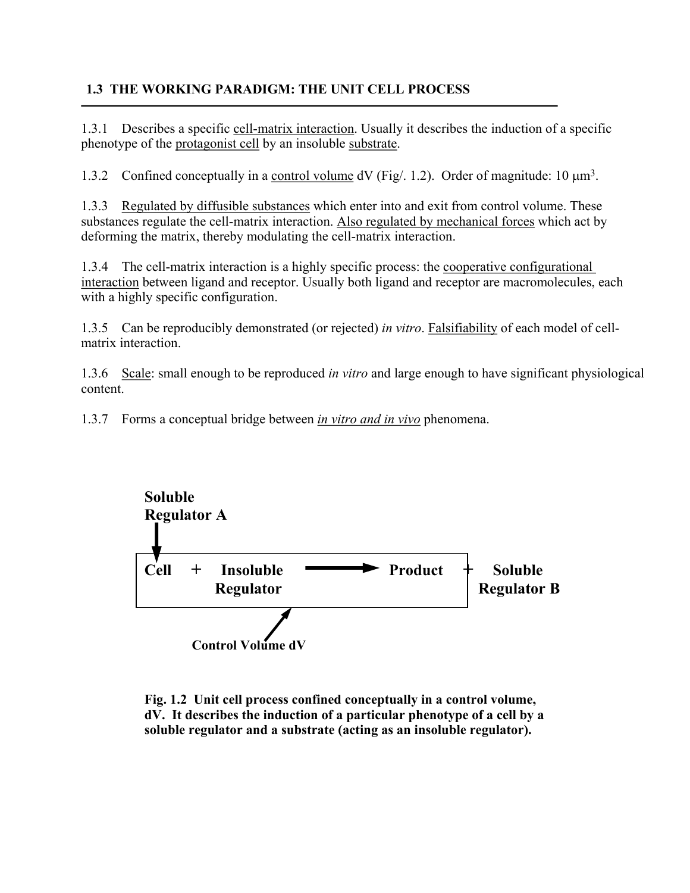## 1.3 THE WORKING PARADIGM: THE UNIT CELL PROCESS

1.3.1 Describes a specific cell-matrix interaction. Usually it describes the induction of a specific phenotype of the protagonist cell by an insoluble substrate.

1.3.2 Confined conceptually in a control volume dV (Fig/. 1.2). Order of magnitude: 10 $\mu m^3$.

1.3.3 Regulated by diffusible substances which enter into and exit from control volume. These substances regulate the cell-matrix interaction. Also regulated by mechanical forces which act by deforming the matrix, thereby modulating the cell-matrix interaction.

1.3.4 The cell-matrix interaction is a highly specific process: the cooperative configurational interaction between ligand and receptor. Usually both ligand and receptor are macromolecules, each with a highly specific configuration.

1.3.5 Can be reproducibly demonstrated (or rejected) *in vitro*. Falsifiability of each model of cell-matrix interaction.

1.3.6 Scale: small enough to be reproduced *in vitro* and large enough to have significant physiological content.

1.3.7 Forms a conceptual bridge between *in vitro and in vivo* phenomena.

**Soluble Regulator A**

**Cell + Insoluble Regulator → Product + Soluble Regulator B**

**Control Volume dV**

**Fig. 1.2 Unit cell process confined conceptually in a control volume, dV. It describes the induction of a particular phenotype of a cell by a soluble regulator and a substrate (acting as an insoluble regulator).**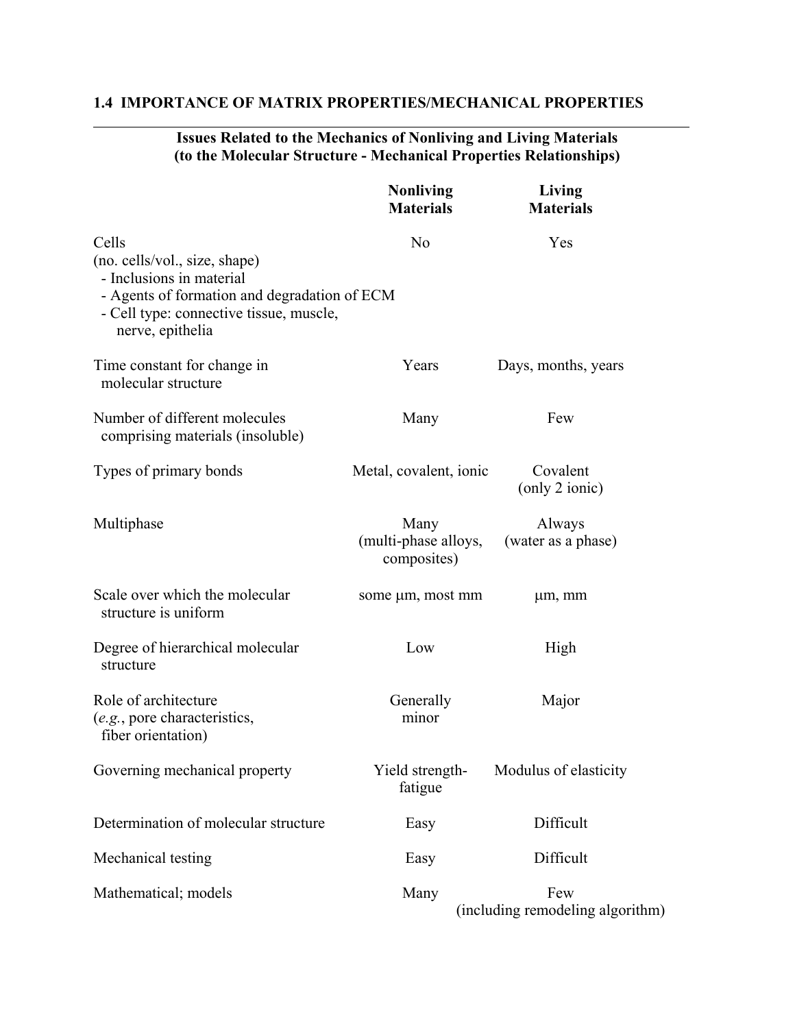## 1.4 IMPORTANCE OF MATRIX PROPERTIES/MECHANICAL PROPERTIES

**Issues Related to the Mechanics of Nonliving and Living Materials (to the Molecular Structure - Mechanical Properties Relationships)**

| | **Nonliving Materials** | **Living Materials** |
|---|---|---|
| Cells (no. cells/vol., size, shape) <br> - Inclusions in material <br> - Agents of formation and degradation of ECM <br> - Cell type: connective tissue, muscle, nerve, epithelia | No | Yes |
| Time constant for change in molecular structure | Years | Days, months, years |
| Number of different molecules comprising materials (insoluble) | Many | Few |
| Types of primary bonds | Metal, covalent, ionic | Covalent (only 2 ionic) |
| Multiphase | Many (multi-phase alloys, composites) | Always (water as a phase) |
| Scale over which the molecular structure is uniform | some μm, most mm | μm, mm |
| Degree of hierarchical molecular structure | Low | High |
| Role of architecture (*e.g.*, pore characteristics, fiber orientation) | Generally minor | Major |
| Governing mechanical property | Yield strength-fatigue | Modulus of elasticity |
| Determination of molecular structure | Easy | Difficult |
| Mechanical testing | Easy | Difficult |
| Mathematical; models | Many | Few (including remodeling algorithm) |